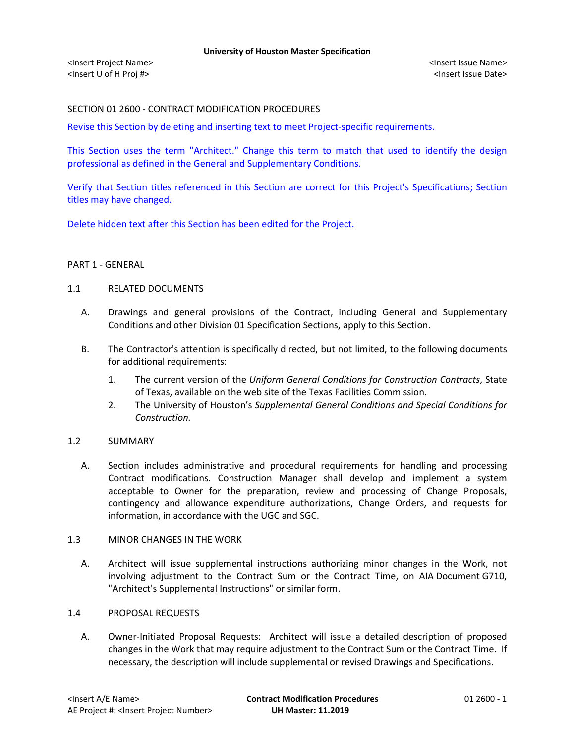SECTION 01 2600 - CONTRACT MODIFICATION PROCEDURES

Revise this Section by deleting and inserting text to meet Project-specific requirements.

This Section uses the term "Architect." Change this term to match that used to identify the design professional as defined in the General and Supplementary Conditions.

Verify that Section titles referenced in this Section are correct for this Project's Specifications; Section titles may have changed.

Delete hidden text after this Section has been edited for the Project.

## PART 1 - GENERAL

### 1.1 RELATED DOCUMENTS

A. Drawings and general provisions of the Contract, including General and Supplementary Conditions and other Division 01 Specification Sections, apply to this Section.

B. The Contractor's attention is specifically directed, but not limited, to the following documents for additional requirements:

1. The current version of the *Uniform General Conditions for Construction Contracts*, State of Texas, available on the web site of the Texas Facilities Commission.
2. The University of Houston's *Supplemental General Conditions and Special Conditions for Construction.*

### 1.2 SUMMARY

A. Section includes administrative and procedural requirements for handling and processing Contract modifications. Construction Manager shall develop and implement a system acceptable to Owner for the preparation, review and processing of Change Proposals, contingency and allowance expenditure authorizations, Change Orders, and requests for information, in accordance with the UGC and SGC.

### 1.3 MINOR CHANGES IN THE WORK

A. Architect will issue supplemental instructions authorizing minor changes in the Work, not involving adjustment to the Contract Sum or the Contract Time, on AIA Document G710, "Architect's Supplemental Instructions" or similar form.

### 1.4 PROPOSAL REQUESTS

A. Owner-Initiated Proposal Requests: Architect will issue a detailed description of proposed changes in the Work that may require adjustment to the Contract Sum or the Contract Time. If necessary, the description will include supplemental or revised Drawings and Specifications.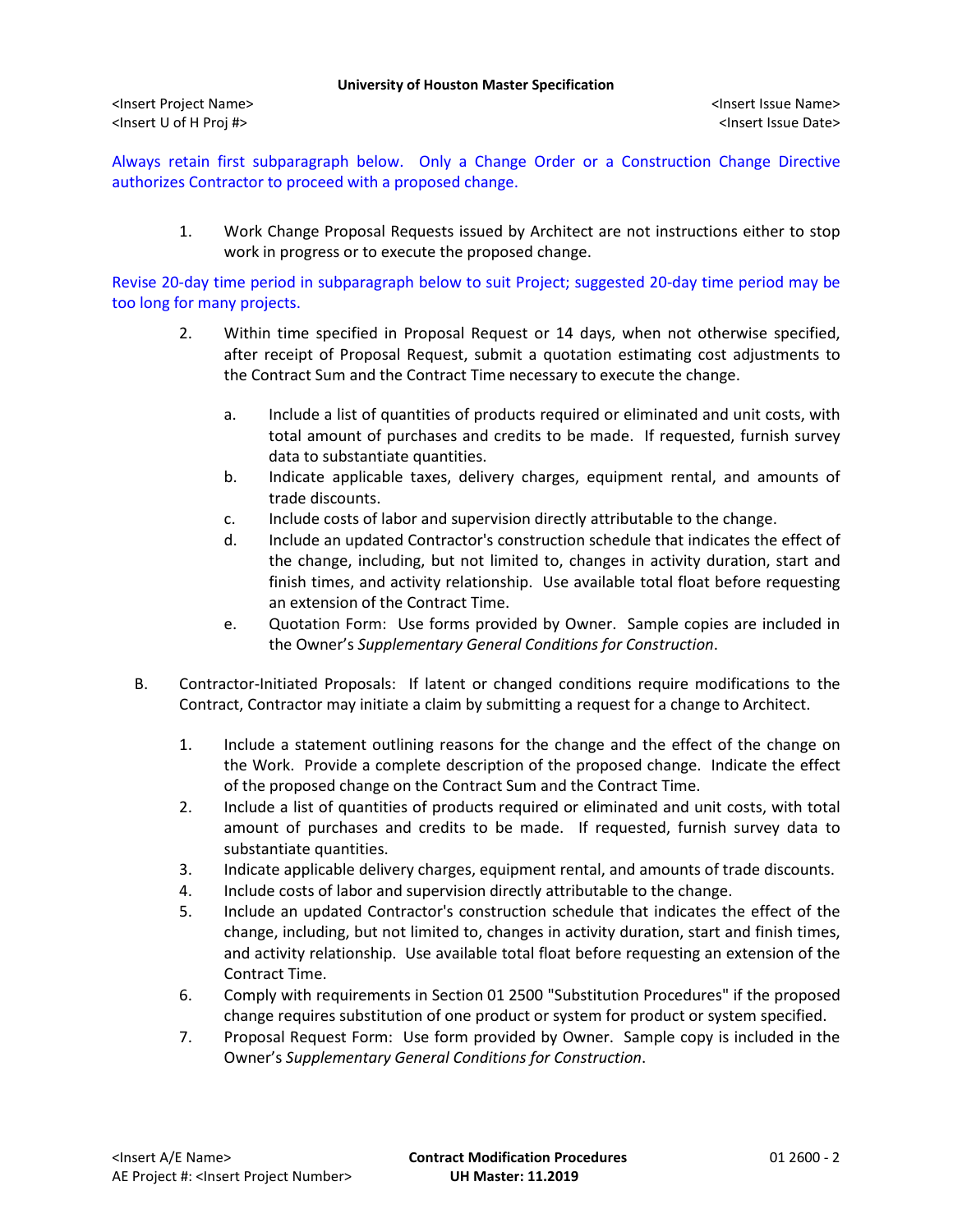Always retain first subparagraph below. Only a Change Order or a Construction Change Directive authorizes Contractor to proceed with a proposed change.

1. Work Change Proposal Requests issued by Architect are not instructions either to stop work in progress or to execute the proposed change.

Revise 20-day time period in subparagraph below to suit Project; suggested 20-day time period may be too long for many projects.

2. Within time specified in Proposal Request or 14 days, when not otherwise specified, after receipt of Proposal Request, submit a quotation estimating cost adjustments to the Contract Sum and the Contract Time necessary to execute the change.
   a. Include a list of quantities of products required or eliminated and unit costs, with total amount of purchases and credits to be made. If requested, furnish survey data to substantiate quantities.
   b. Indicate applicable taxes, delivery charges, equipment rental, and amounts of trade discounts.
   c. Include costs of labor and supervision directly attributable to the change.
   d. Include an updated Contractor's construction schedule that indicates the effect of the change, including, but not limited to, changes in activity duration, start and finish times, and activity relationship. Use available total float before requesting an extension of the Contract Time.
   e. Quotation Form: Use forms provided by Owner. Sample copies are included in the Owner's *Supplementary General Conditions for Construction*.

B. Contractor-Initiated Proposals: If latent or changed conditions require modifications to the Contract, Contractor may initiate a claim by submitting a request for a change to Architect.

1. Include a statement outlining reasons for the change and the effect of the change on the Work. Provide a complete description of the proposed change. Indicate the effect of the proposed change on the Contract Sum and the Contract Time.
2. Include a list of quantities of products required or eliminated and unit costs, with total amount of purchases and credits to be made. If requested, furnish survey data to substantiate quantities.
3. Indicate applicable delivery charges, equipment rental, and amounts of trade discounts.
4. Include costs of labor and supervision directly attributable to the change.
5. Include an updated Contractor's construction schedule that indicates the effect of the change, including, but not limited to, changes in activity duration, start and finish times, and activity relationship. Use available total float before requesting an extension of the Contract Time.
6. Comply with requirements in Section 01 2500 "Substitution Procedures" if the proposed change requires substitution of one product or system for product or system specified.
7. Proposal Request Form: Use form provided by Owner. Sample copy is included in the Owner's *Supplementary General Conditions for Construction*.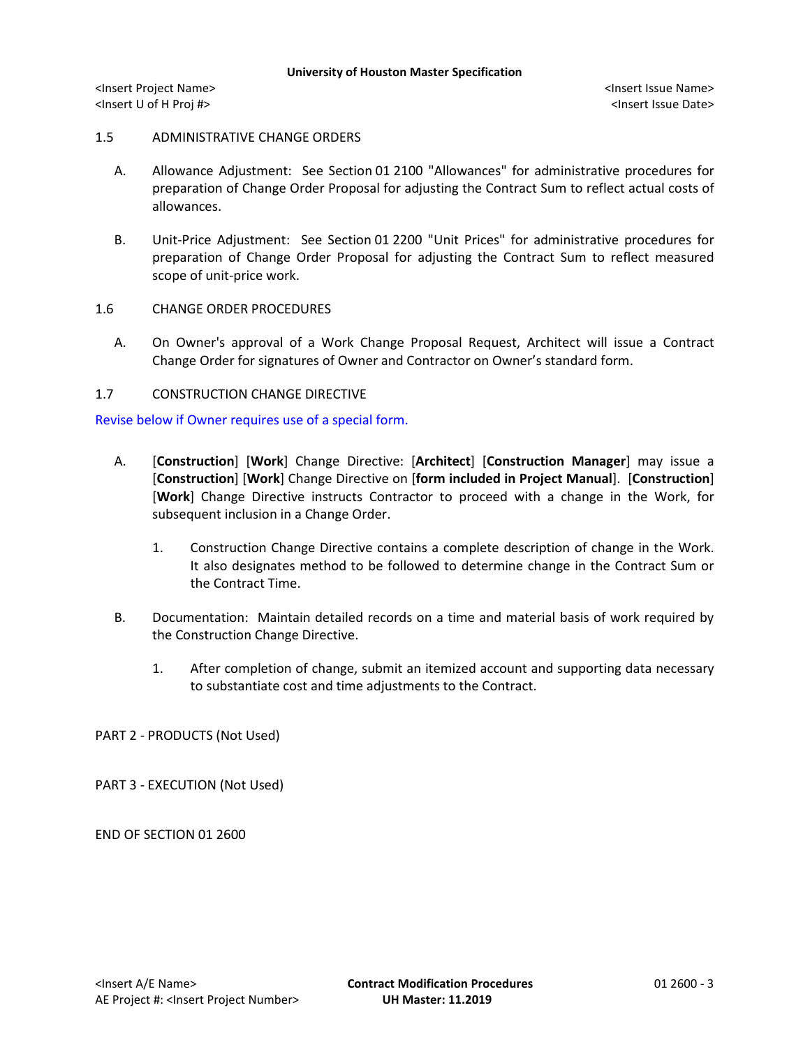1.5 ADMINISTRATIVE CHANGE ORDERS

A. Allowance Adjustment: See Section 01 2100 "Allowances" for administrative procedures for preparation of Change Order Proposal for adjusting the Contract Sum to reflect actual costs of allowances.

B. Unit-Price Adjustment: See Section 01 2200 "Unit Prices" for administrative procedures for preparation of Change Order Proposal for adjusting the Contract Sum to reflect measured scope of unit-price work.

1.6 CHANGE ORDER PROCEDURES

A. On Owner's approval of a Work Change Proposal Request, Architect will issue a Contract Change Order for signatures of Owner and Contractor on Owner's standard form.

1.7 CONSTRUCTION CHANGE DIRECTIVE

Revise below if Owner requires use of a special form.

A. [**Construction**] [**Work**] Change Directive: [**Architect**] [**Construction Manager**] may issue a [**Construction**] [**Work**] Change Directive on [**form included in Project Manual**]. [**Construction**] [**Work**] Change Directive instructs Contractor to proceed with a change in the Work, for subsequent inclusion in a Change Order.

1. Construction Change Directive contains a complete description of change in the Work. It also designates method to be followed to determine change in the Contract Sum or the Contract Time.

B. Documentation: Maintain detailed records on a time and material basis of work required by the Construction Change Directive.

1. After completion of change, submit an itemized account and supporting data necessary to substantiate cost and time adjustments to the Contract.

PART 2 - PRODUCTS (Not Used)

PART 3 - EXECUTION (Not Used)

END OF SECTION 01 2600